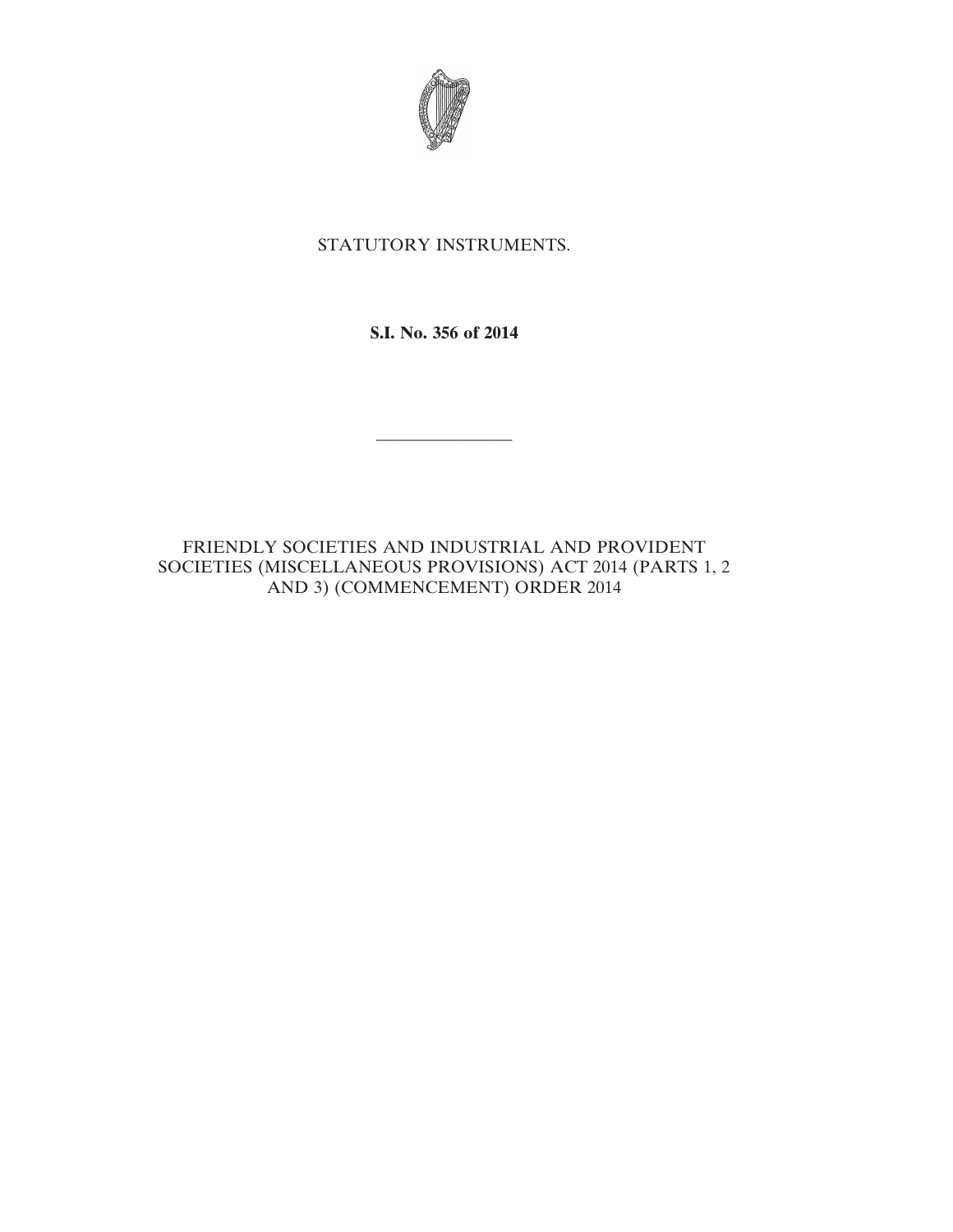STATUTORY INSTRUMENTS.

**S.I. No. 356 of 2014**

---

FRIENDLY SOCIETIES AND INDUSTRIAL AND PROVIDENT SOCIETIES (MISCELLANEOUS PROVISIONS) ACT 2014 (PARTS 1, 2 AND 3) (COMMENCEMENT) ORDER 2014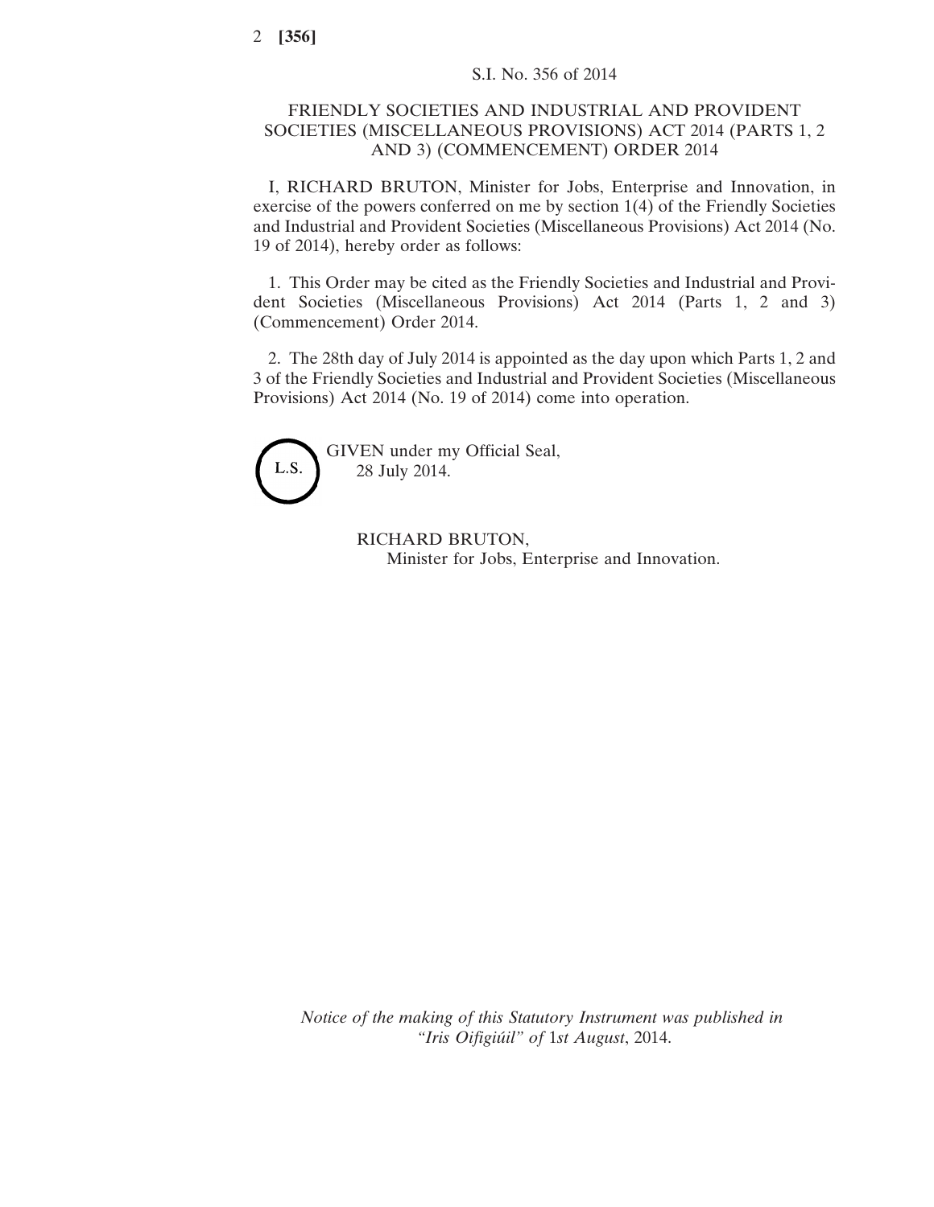S.I. No. 356 of 2014

# FRIENDLY SOCIETIES AND INDUSTRIAL AND PROVIDENT SOCIETIES (MISCELLANEOUS PROVISIONS) ACT 2014 (PARTS 1, 2 AND 3) (COMMENCEMENT) ORDER 2014

I, RICHARD BRUTON, Minister for Jobs, Enterprise and Innovation, in exercise of the powers conferred on me by section 1(4) of the Friendly Societies and Industrial and Provident Societies (Miscellaneous Provisions) Act 2014 (No. 19 of 2014), hereby order as follows:

1. This Order may be cited as the Friendly Societies and Industrial and Provident Societies (Miscellaneous Provisions) Act 2014 (Parts 1, 2 and 3) (Commencement) Order 2014.

2. The 28th day of July 2014 is appointed as the day upon which Parts 1, 2 and 3 of the Friendly Societies and Industrial and Provident Societies (Miscellaneous Provisions) Act 2014 (No. 19 of 2014) come into operation.

L.S.

GIVEN under my Official Seal,
28 July 2014.

RICHARD BRUTON,
Minister for Jobs, Enterprise and Innovation.

*Notice of the making of this Statutory Instrument was published in "Iris Oifigiúil" of* 1*st August*, 2014.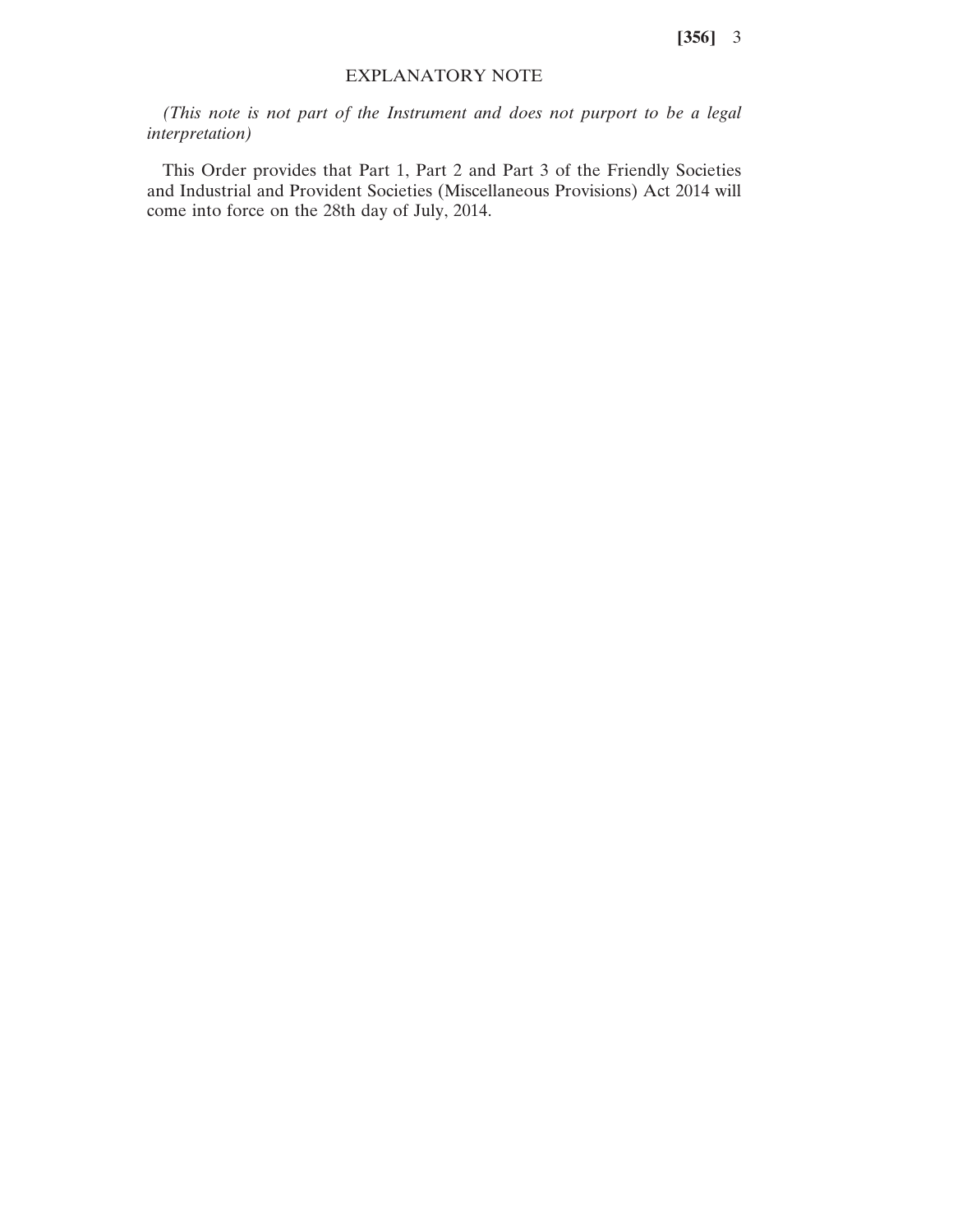## EXPLANATORY NOTE

*(This note is not part of the Instrument and does not purport to be a legal interpretation)*

This Order provides that Part 1, Part 2 and Part 3 of the Friendly Societies and Industrial and Provident Societies (Miscellaneous Provisions) Act 2014 will come into force on the 28th day of July, 2014.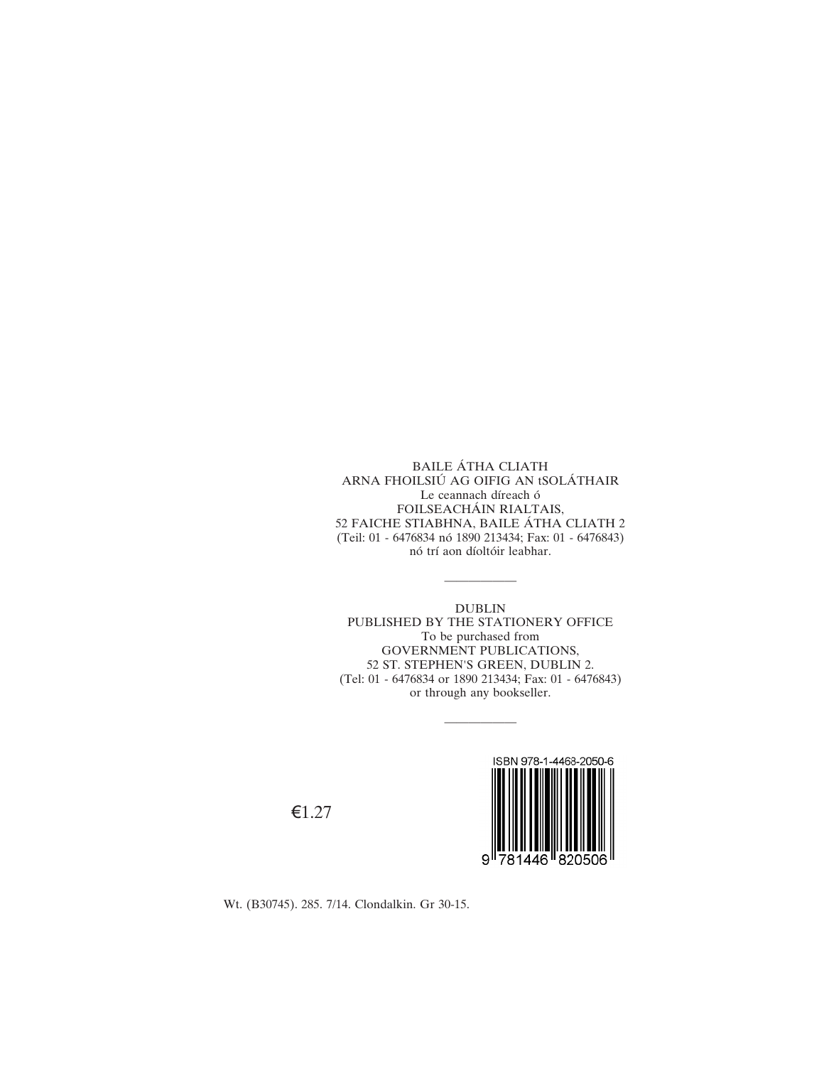BAILE ÁTHA CLIATH
ARNA FHOILSIÚ AG OIFIG AN tSOLÁTHAIR
Le ceannach díreach ó
FOILSEACHÁIN RIALTAIS,
52 FAICHE STIABHNA, BAILE ÁTHA CLIATH 2
(Teil: 01 - 6476834 nó 1890 213434; Fax: 01 - 6476843)
nó trí aon díoltóir leabhar.

---

DUBLIN
PUBLISHED BY THE STATIONERY OFFICE
To be purchased from
GOVERNMENT PUBLICATIONS,
52 ST. STEPHEN'S GREEN, DUBLIN 2.
(Tel: 01 - 6476834 or 1890 213434; Fax: 01 - 6476843)
or through any bookseller.

---

€1.27

ISBN 978-1-4468-2050-6

9 781446 820506

Wt. (B30745). 285. 7/14. Clondalkin. Gr 30-15.